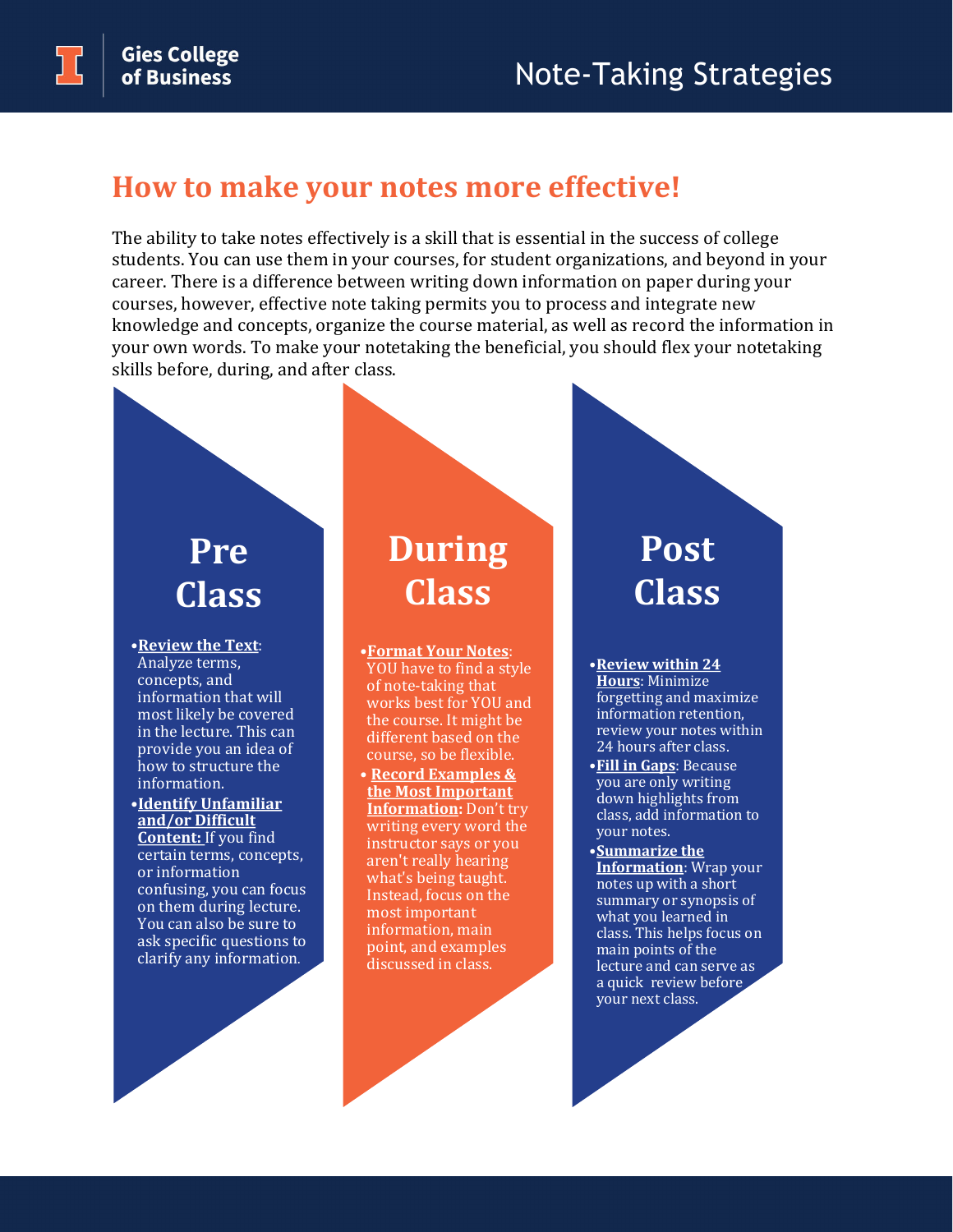# Note-Taking Strategies

## How to make your notes more effective!

The ability to take notes effectively is a skill that is essential in the success of college students. You can use them in your courses, for student organizations, and beyond in your career. There is a difference between writing down information on paper during your courses, however, effective note taking permits you to process and integrate new knowledge and concepts, organize the course material, as well as record the information in your own words. To make your notetaking the beneficial, you should flex your notetaking skills before, during, and after class.

### Pre Class

- **Review the Text**: Analyze terms, concepts, and information that will most likely be covered in the lecture. This can provide you an idea of how to structure the information.
- **Identify Unfamiliar and/or Difficult Content:** If you find certain terms, concepts, or information confusing, you can focus on them during lecture. You can also be sure to ask specific questions to clarify any information.

### During Class

- **Format Your Notes**: YOU have to find a style of note-taking that works best for YOU and the course. It might be different based on the course, so be flexible.
- **Record Examples & the Most Important Information:** Don't try writing every word the instructor says or you aren't really hearing what's being taught. Instead, focus on the most important information, main point, and examples discussed in class.

### Post Class

- **Review within 24 Hours**: Minimize forgetting and maximize information retention, review your notes within 24 hours after class.
- **Fill in Gaps**: Because you are only writing down highlights from class, add information to your notes.
- **Summarize the Information**: Wrap your notes up with a short summary or synopsis of what you learned in class. This helps focus on main points of the lecture and can serve as a quick review before your next class.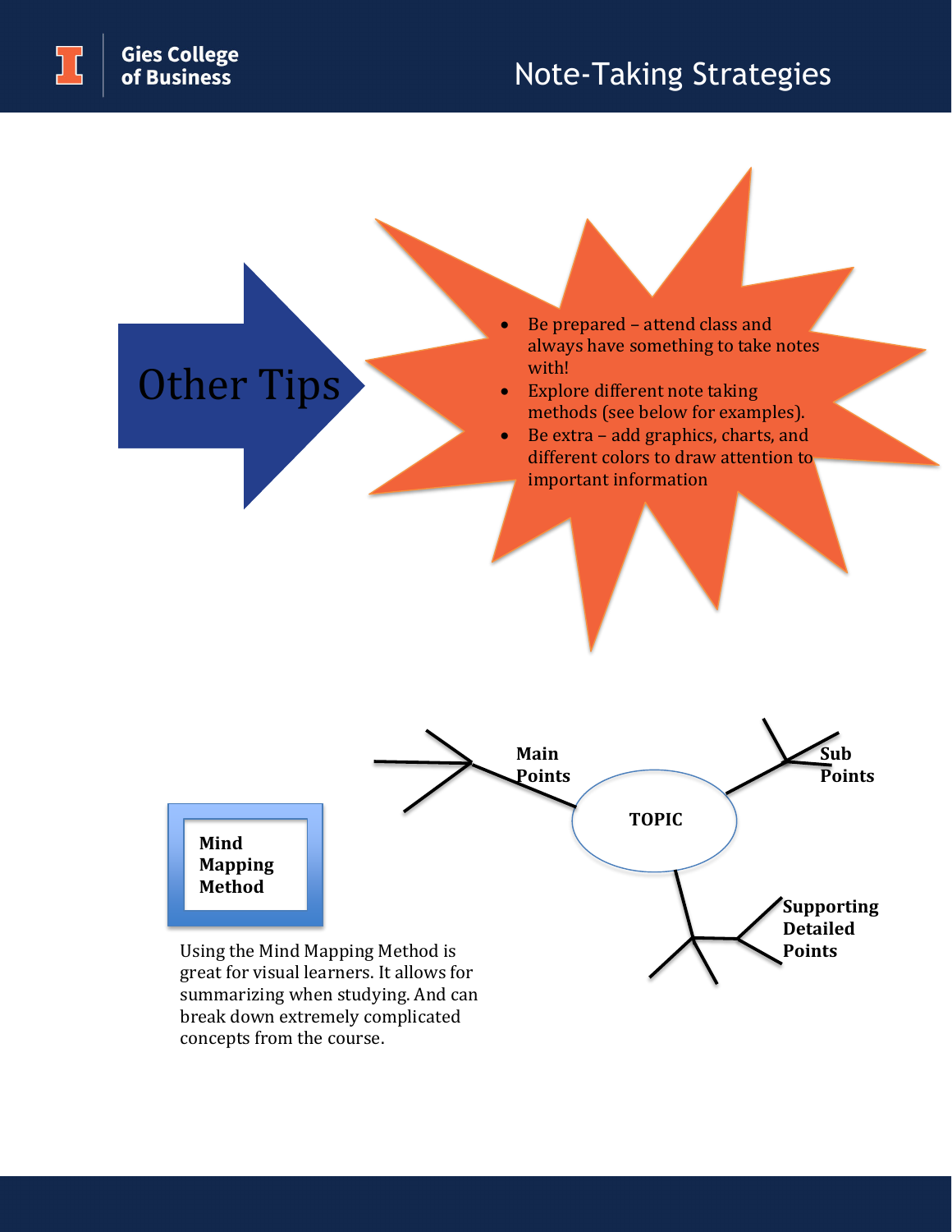## Other Tips

- Be prepared – attend class and always have something to take notes with!
- Explore different note taking methods (see below for examples).
- Be extra – add graphics, charts, and different colors to draw attention to important information

**Main Points**

**Sub Points**

**TOPIC**

**Supporting Detailed Points**

### Mind Mapping Method

Using the Mind Mapping Method is great for visual learners. It allows for summarizing when studying. And can break down extremely complicated concepts from the course.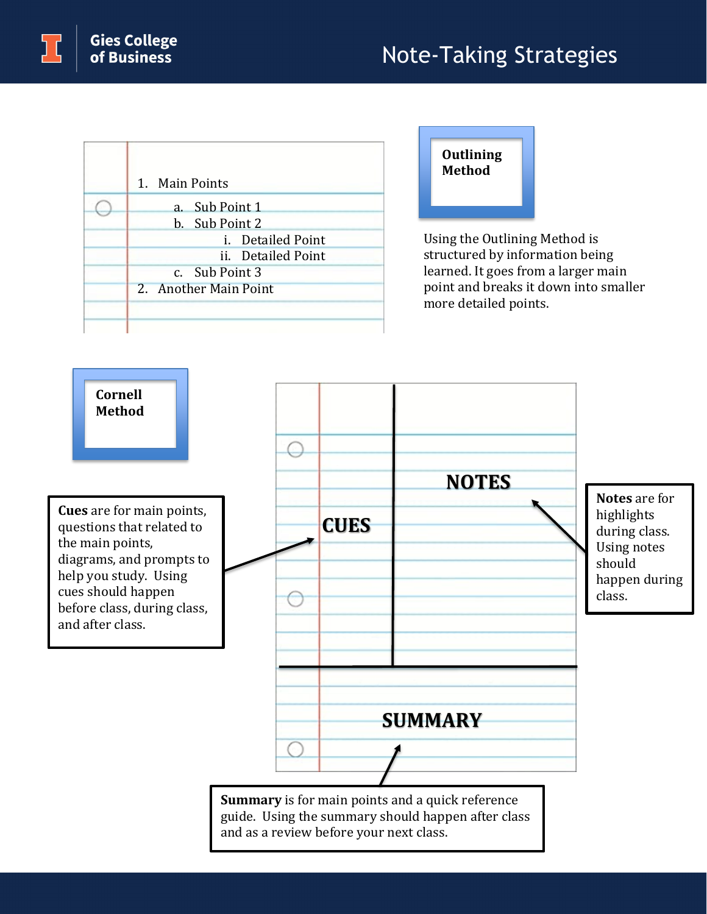# Note-Taking Strategies

1. Main Points
    a. Sub Point 1
    b. Sub Point 2
        i. Detailed Point
        ii. Detailed Point
    c. Sub Point 3
2. Another Main Point

**Outlining Method**

Using the Outlining Method is structured by information being learned. It goes from a larger main point and breaks it down into smaller more detailed points.

**Cornell Method**

CUES

NOTES

SUMMARY

**Cues** are for main points, questions that related to the main points, diagrams, and prompts to help you study. Using cues should happen before class, during class, and after class.

**Notes** are for highlights during class. Using notes should happen during class.

**Summary** is for main points and a quick reference guide. Using the summary should happen after class and as a review before your next class.